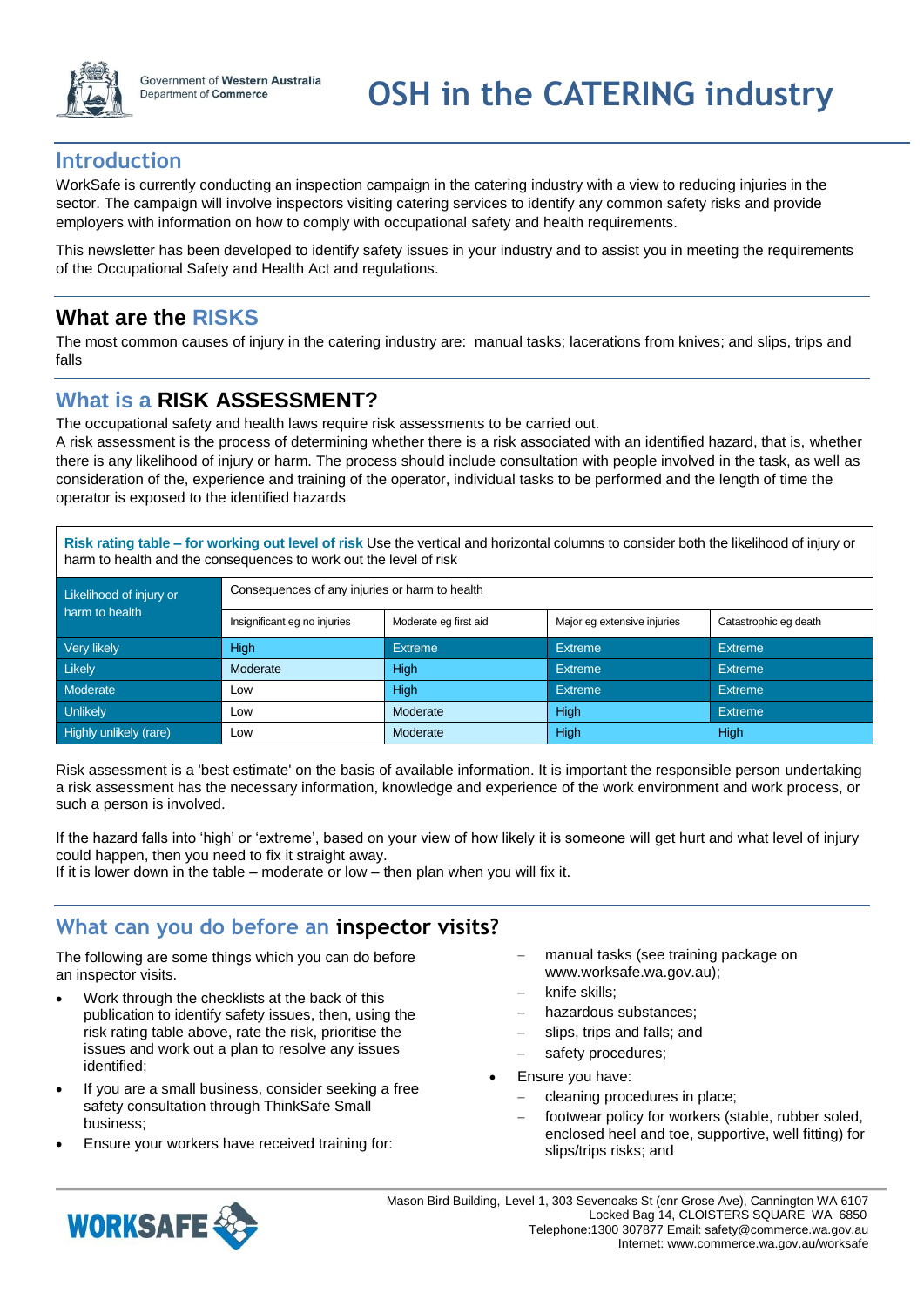Government of Western Australia
Department of Commerce

# OSH in the CATERING industry

## Introduction

WorkSafe is currently conducting an inspection campaign in the catering industry with a view to reducing injuries in the sector. The campaign will involve inspectors visiting catering services to identify any common safety risks and provide employers with information on how to comply with occupational safety and health requirements.

This newsletter has been developed to identify safety issues in your industry and to assist you in meeting the requirements of the Occupational Safety and Health Act and regulations.

## What are the RISKS

The most common causes of injury in the catering industry are: manual tasks; lacerations from knives; and slips, trips and falls

## What is a RISK ASSESSMENT?

The occupational safety and health laws require risk assessments to be carried out.
A risk assessment is the process of determining whether there is a risk associated with an identified hazard, that is, whether there is any likelihood of injury or harm. The process should include consultation with people involved in the task, as well as consideration of the, experience and training of the operator, individual tasks to be performed and the length of time the operator is exposed to the identified hazards

**Risk rating table – for working out level of risk** Use the vertical and horizontal columns to consider both the likelihood of injury or harm to health and the consequences to work out the level of risk

| Likelihood of injury or harm to health | Consequences of any injuries or harm to health | | | |
|---|---|---|---|---|
| | Insignificant eg no injuries | Moderate eg first aid | Major eg extensive injuries | Catastrophic eg death |
| Very likely | High | Extreme | Extreme | Extreme |
| Likely | Moderate | High | Extreme | Extreme |
| Moderate | Low | High | Extreme | Extreme |
| Unlikely | Low | Moderate | High | Extreme |
| Highly unlikely (rare) | Low | Moderate | High | High |

Risk assessment is a 'best estimate' on the basis of available information. It is important the responsible person undertaking a risk assessment has the necessary information, knowledge and experience of the work environment and work process, or such a person is involved.

If the hazard falls into 'high' or 'extreme', based on your view of how likely it is someone will get hurt and what level of injury could happen, then you need to fix it straight away.
If it is lower down in the table – moderate or low – then plan when you will fix it.

## What can you do before an inspector visits?

The following are some things which you can do before an inspector visits.

- Work through the checklists at the back of this publication to identify safety issues, then, using the risk rating table above, rate the risk, prioritise the issues and work out a plan to resolve any issues identified;
- If you are a small business, consider seeking a free safety consultation through ThinkSafe Small business;
- Ensure your workers have received training for:
  - manual tasks (see training package on www.worksafe.wa.gov.au);
  - knife skills;
  - hazardous substances;
  - slips, trips and falls; and
  - safety procedures;
- Ensure you have:
  - cleaning procedures in place;
  - footwear policy for workers (stable, rubber soled, enclosed heel and toe, supportive, well fitting) for slips/trips risks; and

WORKSAFE

Mason Bird Building, Level 1, 303 Sevenoaks St (cnr Grose Ave), Cannington WA 6107
Locked Bag 14, CLOISTERS SQUARE WA 6850
Telephone:1300 307877 Email: safety@commerce.wa.gov.au
Internet: www.commerce.wa.gov.au/worksafe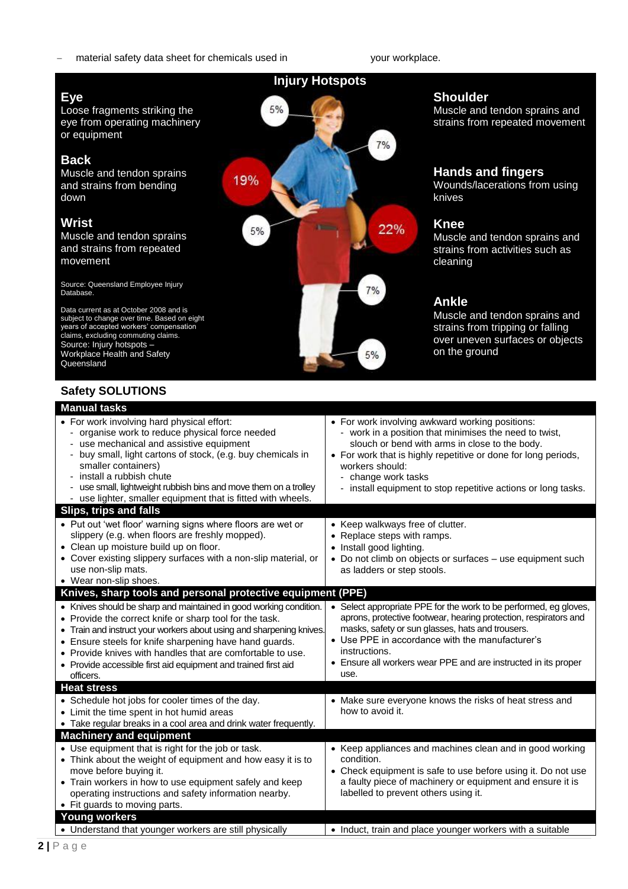- material safety data sheet for chemicals used in your workplace.

## Injury Hotspots

**Eye** (5%)
Loose fragments striking the eye from operating machinery or equipment

**Back** (19%)
Muscle and tendon sprains and strains from bending down

**Wrist** (5%)
Muscle and tendon sprains and strains from repeated movement

**Shoulder** (7%)
Muscle and tendon sprains and strains from repeated movement

**Hands and fingers** (22%)
Wounds/lacerations from using knives

**Knee** (7%)
Muscle and tendon sprains and strains from activities such as cleaning

**Ankle** (5%)
Muscle and tendon sprains and strains from tripping or falling over uneven surfaces or objects on the ground

Source: Queensland Employee Injury Database.

Data current as at October 2008 and is subject to change over time. Based on eight years of accepted workers' compensation claims, excluding commuting claims. Source: Injury hotspots – Workplace Health and Safety Queensland

## Safety SOLUTIONS

### Manual tasks

- For work involving hard physical effort:
  - organise work to reduce physical force needed
  - use mechanical and assistive equipment
  - buy small, light cartons of stock, (e.g. buy chemicals in smaller containers)
  - install a rubbish chute
  - use small, lightweight rubbish bins and move them on a trolley
  - use lighter, smaller equipment that is fitted with wheels.
- For work involving awkward working positions:
  - work in a position that minimises the need to twist, slouch or bend with arms in close to the body.
- For work that is highly repetitive or done for long periods, workers should:
  - change work tasks
  - install equipment to stop repetitive actions or long tasks.

### Slips, trips and falls

- Put out 'wet floor' warning signs where floors are wet or slippery (e.g. when floors are freshly mopped).
- Clean up moisture build up on floor.
- Cover existing slippery surfaces with a non-slip material, or use non-slip mats.
- Wear non-slip shoes.
- Keep walkways free of clutter.
- Replace steps with ramps.
- Install good lighting.
- Do not climb on objects or surfaces – use equipment such as ladders or step stools.

### Knives, sharp tools and personal protective equipment (PPE)

- Knives should be sharp and maintained in good working condition.
- Provide the correct knife or sharp tool for the task.
- Train and instruct your workers about using and sharpening knives.
- Ensure steels for knife sharpening have hand guards.
- Provide knives with handles that are comfortable to use.
- Provide accessible first aid equipment and trained first aid officers.
- Select appropriate PPE for the work to be performed, eg gloves, aprons, protective footwear, hearing protection, respirators and masks, safety or sun glasses, hats and trousers.
- Use PPE in accordance with the manufacturer's instructions.
- Ensure all workers wear PPE and are instructed in its proper use.

### Heat stress

- Schedule hot jobs for cooler times of the day.
- Limit the time spent in hot humid areas
- Take regular breaks in a cool area and drink water frequently.
- Make sure everyone knows the risks of heat stress and how to avoid it.

### Machinery and equipment

- Use equipment that is right for the job or task.
- Think about the weight of equipment and how easy it is to move before buying it.
- Train workers in how to use equipment safely and keep operating instructions and safety information nearby.
- Fit guards to moving parts.
- Keep appliances and machines clean and in good working condition.
- Check equipment is safe to use before using it. Do not use a faulty piece of machinery or equipment and ensure it is labelled to prevent others using it.

### Young workers

- Understand that younger workers are still physically
- Induct, train and place younger workers with a suitable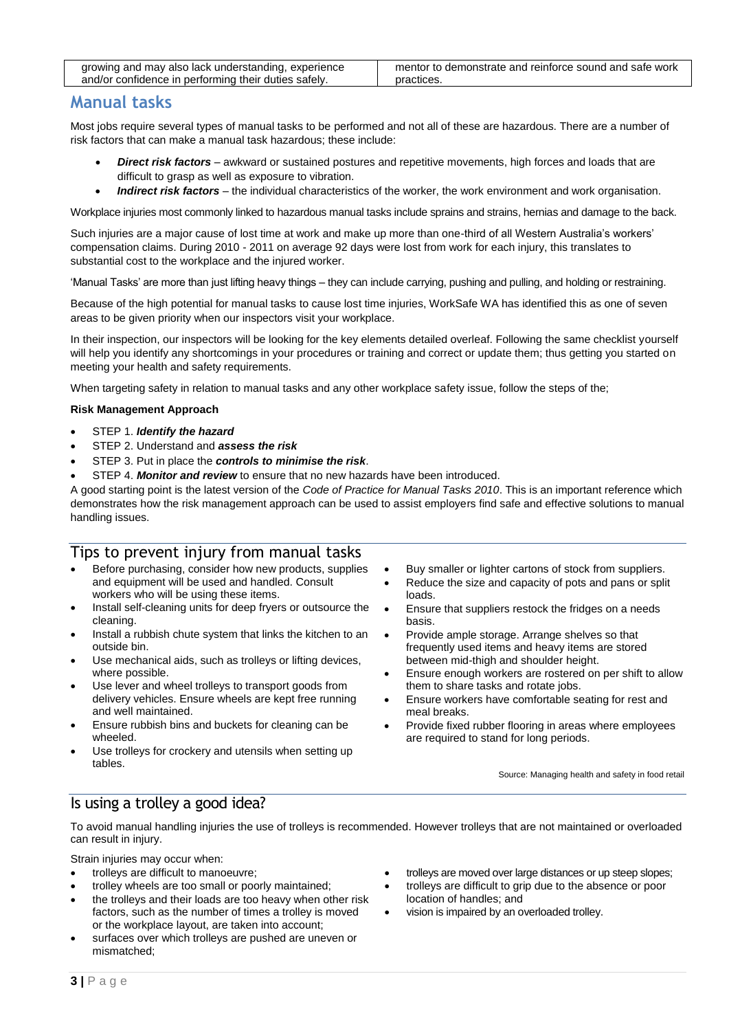| growing and may also lack understanding, experience and/or confidence in performing their duties safely. | mentor to demonstrate and reinforce sound and safe work practices. |
|---|---|

## Manual tasks

Most jobs require several types of manual tasks to be performed and not all of these are hazardous. There are a number of risk factors that can make a manual task hazardous; these include:

- ***Direct risk factors*** – awkward or sustained postures and repetitive movements, high forces and loads that are difficult to grasp as well as exposure to vibration.
- ***Indirect risk factors*** – the individual characteristics of the worker, the work environment and work organisation.

Workplace injuries most commonly linked to hazardous manual tasks include sprains and strains, hernias and damage to the back.

Such injuries are a major cause of lost time at work and make up more than one-third of all Western Australia's workers' compensation claims. During 2010 - 2011 on average 92 days were lost from work for each injury, this translates to substantial cost to the workplace and the injured worker.

'Manual Tasks' are more than just lifting heavy things – they can include carrying, pushing and pulling, and holding or restraining.

Because of the high potential for manual tasks to cause lost time injuries, WorkSafe WA has identified this as one of seven areas to be given priority when our inspectors visit your workplace.

In their inspection, our inspectors will be looking for the key elements detailed overleaf. Following the same checklist yourself will help you identify any shortcomings in your procedures or training and correct or update them; thus getting you started on meeting your health and safety requirements.

When targeting safety in relation to manual tasks and any other workplace safety issue, follow the steps of the;

**Risk Management Approach**

- STEP 1. ***Identify the hazard***
- STEP 2. Understand and ***assess the risk***
- STEP 3. Put in place the ***controls to minimise the risk***.
- STEP 4. ***Monitor and review*** to ensure that no new hazards have been introduced.

A good starting point is the latest version of the *Code of Practice for Manual Tasks 2010*. This is an important reference which demonstrates how the risk management approach can be used to assist employers find safe and effective solutions to manual handling issues.

### Tips to prevent injury from manual tasks

- Before purchasing, consider how new products, supplies and equipment will be used and handled. Consult workers who will be using these items.
- Install self-cleaning units for deep fryers or outsource the cleaning.
- Install a rubbish chute system that links the kitchen to an outside bin.
- Use mechanical aids, such as trolleys or lifting devices, where possible.
- Use lever and wheel trolleys to transport goods from delivery vehicles. Ensure wheels are kept free running and well maintained.
- Ensure rubbish bins and buckets for cleaning can be wheeled.
- Use trolleys for crockery and utensils when setting up tables.
- Buy smaller or lighter cartons of stock from suppliers.
- Reduce the size and capacity of pots and pans or split loads.
- Ensure that suppliers restock the fridges on a needs basis.
- Provide ample storage. Arrange shelves so that frequently used items and heavy items are stored between mid-thigh and shoulder height.
- Ensure enough workers are rostered on per shift to allow them to share tasks and rotate jobs.
- Ensure workers have comfortable seating for rest and meal breaks.
- Provide fixed rubber flooring in areas where employees are required to stand for long periods.

Source: Managing health and safety in food retail

### Is using a trolley a good idea?

To avoid manual handling injuries the use of trolleys is recommended. However trolleys that are not maintained or overloaded can result in injury.

Strain injuries may occur when:

- trolleys are difficult to manoeuvre;
- trolley wheels are too small or poorly maintained;
- the trolleys and their loads are too heavy when other risk factors, such as the number of times a trolley is moved or the workplace layout, are taken into account;
- surfaces over which trolleys are pushed are uneven or mismatched;
- trolleys are moved over large distances or up steep slopes;
- trolleys are difficult to grip due to the absence or poor location of handles; and
- vision is impaired by an overloaded trolley.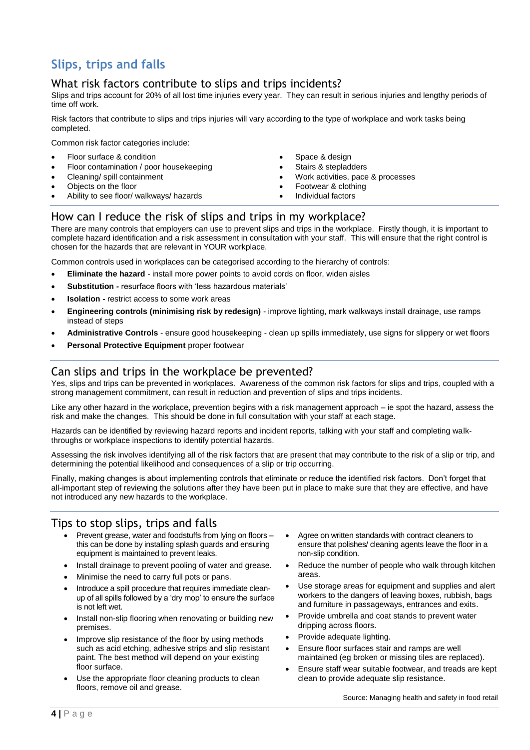# Slips, trips and falls

## What risk factors contribute to slips and trips incidents?

Slips and trips account for 20% of all lost time injuries every year. They can result in serious injuries and lengthy periods of time off work.

Risk factors that contribute to slips and trips injuries will vary according to the type of workplace and work tasks being completed.

Common risk factor categories include:

- Floor surface & condition
- Floor contamination / poor housekeeping
- Cleaning/ spill containment
- Objects on the floor
- Ability to see floor/ walkways/ hazards
- Space & design
- Stairs & stepladders
- Work activities, pace & processes
- Footwear & clothing
- Individual factors

## How can I reduce the risk of slips and trips in my workplace?

There are many controls that employers can use to prevent slips and trips in the workplace. Firstly though, it is important to complete hazard identification and a risk assessment in consultation with your staff. This will ensure that the right control is chosen for the hazards that are relevant in YOUR workplace.

Common controls used in workplaces can be categorised according to the hierarchy of controls:

- **Eliminate the hazard** - install more power points to avoid cords on floor, widen aisles
- **Substitution -** resurface floors with 'less hazardous materials'
- **Isolation -** restrict access to some work areas
- **Engineering controls (minimising risk by redesign)** - improve lighting, mark walkways install drainage, use ramps instead of steps
- **Administrative Controls** - ensure good housekeeping - clean up spills immediately, use signs for slippery or wet floors
- **Personal Protective Equipment** proper footwear

## Can slips and trips in the workplace be prevented?

Yes, slips and trips can be prevented in workplaces. Awareness of the common risk factors for slips and trips, coupled with a strong management commitment, can result in reduction and prevention of slips and trips incidents.

Like any other hazard in the workplace, prevention begins with a risk management approach – ie spot the hazard, assess the risk and make the changes. This should be done in full consultation with your staff at each stage.

Hazards can be identified by reviewing hazard reports and incident reports, talking with your staff and completing walk-throughs or workplace inspections to identify potential hazards.

Assessing the risk involves identifying all of the risk factors that are present that may contribute to the risk of a slip or trip, and determining the potential likelihood and consequences of a slip or trip occurring.

Finally, making changes is about implementing controls that eliminate or reduce the identified risk factors. Don't forget that all-important step of reviewing the solutions after they have been put in place to make sure that they are effective, and have not introduced any new hazards to the workplace.

## Tips to stop slips, trips and falls

- Prevent grease, water and foodstuffs from lying on floors – this can be done by installing splash guards and ensuring equipment is maintained to prevent leaks.
- Install drainage to prevent pooling of water and grease.
- Minimise the need to carry full pots or pans.
- Introduce a spill procedure that requires immediate clean-up of all spills followed by a 'dry mop' to ensure the surface is not left wet.
- Install non-slip flooring when renovating or building new premises.
- Improve slip resistance of the floor by using methods such as acid etching, adhesive strips and slip resistant paint. The best method will depend on your existing floor surface.
- Use the appropriate floor cleaning products to clean floors, remove oil and grease.
- Agree on written standards with contract cleaners to ensure that polishes/ cleaning agents leave the floor in a non-slip condition.
- Reduce the number of people who walk through kitchen areas.
- Use storage areas for equipment and supplies and alert workers to the dangers of leaving boxes, rubbish, bags and furniture in passageways, entrances and exits.
- Provide umbrella and coat stands to prevent water dripping across floors.
- Provide adequate lighting.
- Ensure floor surfaces stair and ramps are well maintained (eg broken or missing tiles are replaced).
- Ensure staff wear suitable footwear, and treads are kept clean to provide adequate slip resistance.

Source: Managing health and safety in food retail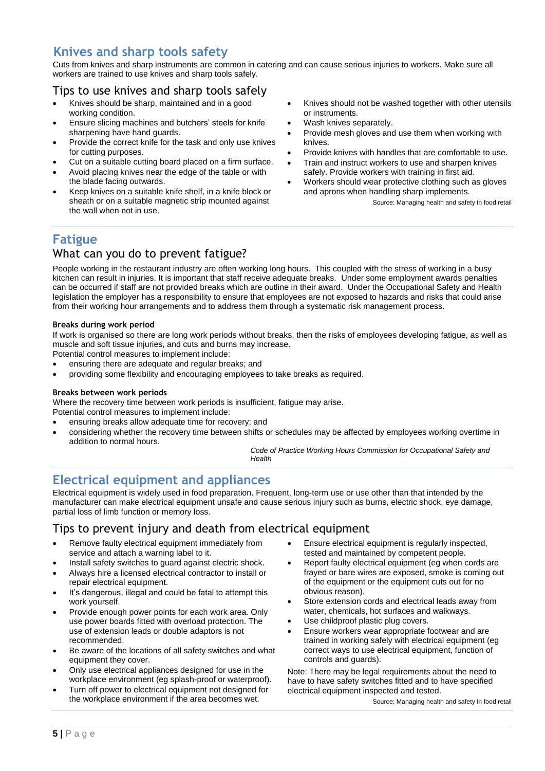## Knives and sharp tools safety

Cuts from knives and sharp instruments are common in catering and can cause serious injuries to workers. Make sure all workers are trained to use knives and sharp tools safely.

### Tips to use knives and sharp tools safely

- Knives should be sharp, maintained and in a good working condition.
- Ensure slicing machines and butchers' steels for knife sharpening have hand guards.
- Provide the correct knife for the task and only use knives for cutting purposes.
- Cut on a suitable cutting board placed on a firm surface.
- Avoid placing knives near the edge of the table or with the blade facing outwards.
- Keep knives on a suitable knife shelf, in a knife block or sheath or on a suitable magnetic strip mounted against the wall when not in use.
- Knives should not be washed together with other utensils or instruments.
- Wash knives separately.
- Provide mesh gloves and use them when working with knives.
- Provide knives with handles that are comfortable to use.
- Train and instruct workers to use and sharpen knives safely. Provide workers with training in first aid.
- Workers should wear protective clothing such as gloves and aprons when handling sharp implements.

Source: Managing health and safety in food retail

## Fatigue

### What can you do to prevent fatigue?

People working in the restaurant industry are often working long hours. This coupled with the stress of working in a busy kitchen can result in injuries. It is important that staff receive adequate breaks. Under some employment awards penalties can be occurred if staff are not provided breaks which are outline in their award. Under the Occupational Safety and Health legislation the employer has a responsibility to ensure that employees are not exposed to hazards and risks that could arise from their working hour arrangements and to address them through a systematic risk management process.

**Breaks during work period**

If work is organised so there are long work periods without breaks, then the risks of employees developing fatigue, as well as muscle and soft tissue injuries, and cuts and burns may increase.

Potential control measures to implement include:

- ensuring there are adequate and regular breaks; and
- providing some flexibility and encouraging employees to take breaks as required.

**Breaks between work periods**

Where the recovery time between work periods is insufficient, fatigue may arise.

Potential control measures to implement include:

- ensuring breaks allow adequate time for recovery; and
- considering whether the recovery time between shifts or schedules may be affected by employees working overtime in addition to normal hours.

*Code of Practice Working Hours Commission for Occupational Safety and Health*

## Electrical equipment and appliances

Electrical equipment is widely used in food preparation. Frequent, long-term use or use other than that intended by the manufacturer can make electrical equipment unsafe and cause serious injury such as burns, electric shock, eye damage, partial loss of limb function or memory loss.

### Tips to prevent injury and death from electrical equipment

- Remove faulty electrical equipment immediately from service and attach a warning label to it.
- Install safety switches to guard against electric shock.
- Always hire a licensed electrical contractor to install or repair electrical equipment.
- It's dangerous, illegal and could be fatal to attempt this work yourself.
- Provide enough power points for each work area. Only use power boards fitted with overload protection. The use of extension leads or double adaptors is not recommended.
- Be aware of the locations of all safety switches and what equipment they cover.
- Only use electrical appliances designed for use in the workplace environment (eg splash-proof or waterproof).
- Turn off power to electrical equipment not designed for the workplace environment if the area becomes wet.
- Ensure electrical equipment is regularly inspected, tested and maintained by competent people.
- Report faulty electrical equipment (eg when cords are frayed or bare wires are exposed, smoke is coming out of the equipment or the equipment cuts out for no obvious reason).
- Store extension cords and electrical leads away from water, chemicals, hot surfaces and walkways.
- Use childproof plastic plug covers.
- Ensure workers wear appropriate footwear and are trained in working safely with electrical equipment (eg correct ways to use electrical equipment, function of controls and guards).

Note: There may be legal requirements about the need to have to have safety switches fitted and to have specified electrical equipment inspected and tested.

Source: Managing health and safety in food retail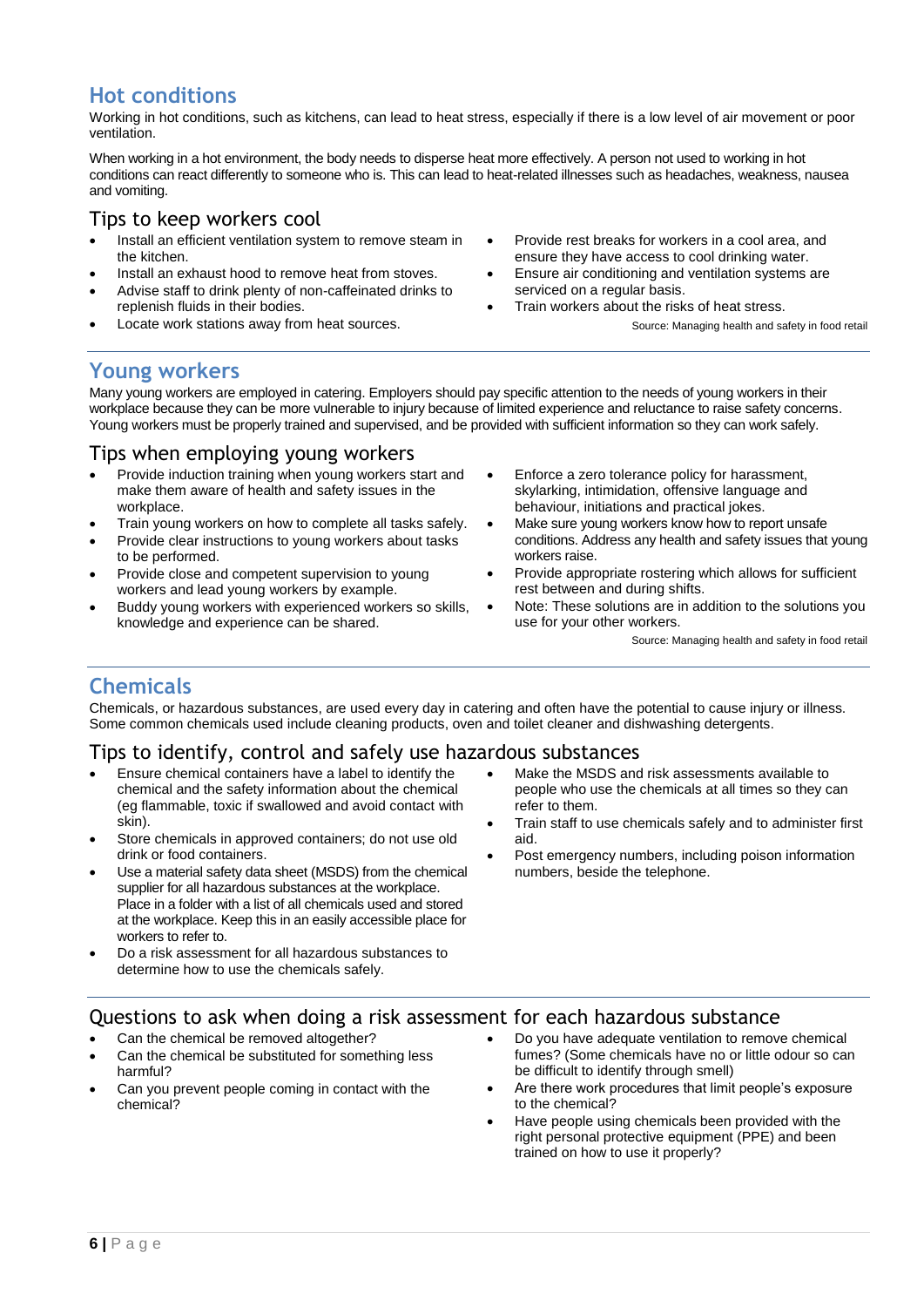## Hot conditions

Working in hot conditions, such as kitchens, can lead to heat stress, especially if there is a low level of air movement or poor ventilation.

When working in a hot environment, the body needs to disperse heat more effectively. A person not used to working in hot conditions can react differently to someone who is. This can lead to heat-related illnesses such as headaches, weakness, nausea and vomiting.

### Tips to keep workers cool

- Install an efficient ventilation system to remove steam in the kitchen.
- Install an exhaust hood to remove heat from stoves.
- Advise staff to drink plenty of non-caffeinated drinks to replenish fluids in their bodies.
- Locate work stations away from heat sources.
- Provide rest breaks for workers in a cool area, and ensure they have access to cool drinking water.
- Ensure air conditioning and ventilation systems are serviced on a regular basis.
- Train workers about the risks of heat stress.

Source: Managing health and safety in food retail

## Young workers

Many young workers are employed in catering. Employers should pay specific attention to the needs of young workers in their workplace because they can be more vulnerable to injury because of limited experience and reluctance to raise safety concerns. Young workers must be properly trained and supervised, and be provided with sufficient information so they can work safely.

### Tips when employing young workers

- Provide induction training when young workers start and make them aware of health and safety issues in the workplace.
- Train young workers on how to complete all tasks safely.
- Provide clear instructions to young workers about tasks to be performed.
- Provide close and competent supervision to young workers and lead young workers by example.
- Buddy young workers with experienced workers so skills, knowledge and experience can be shared.
- Enforce a zero tolerance policy for harassment, skylarking, intimidation, offensive language and behaviour, initiations and practical jokes.
- Make sure young workers know how to report unsafe conditions. Address any health and safety issues that young workers raise.
- Provide appropriate rostering which allows for sufficient rest between and during shifts.
- Note: These solutions are in addition to the solutions you use for your other workers.

Source: Managing health and safety in food retail

## Chemicals

Chemicals, or hazardous substances, are used every day in catering and often have the potential to cause injury or illness. Some common chemicals used include cleaning products, oven and toilet cleaner and dishwashing detergents.

### Tips to identify, control and safely use hazardous substances

- Ensure chemical containers have a label to identify the chemical and the safety information about the chemical (eg flammable, toxic if swallowed and avoid contact with skin).
- Store chemicals in approved containers; do not use old drink or food containers.
- Use a material safety data sheet (MSDS) from the chemical supplier for all hazardous substances at the workplace. Place in a folder with a list of all chemicals used and stored at the workplace. Keep this in an easily accessible place for workers to refer to.
- Do a risk assessment for all hazardous substances to determine how to use the chemicals safely.
- Make the MSDS and risk assessments available to people who use the chemicals at all times so they can refer to them.
- Train staff to use chemicals safely and to administer first aid.
- Post emergency numbers, including poison information numbers, beside the telephone.

### Questions to ask when doing a risk assessment for each hazardous substance

- Can the chemical be removed altogether?
- Can the chemical be substituted for something less harmful?
- Can you prevent people coming in contact with the chemical?
- Do you have adequate ventilation to remove chemical fumes? (Some chemicals have no or little odour so can be difficult to identify through smell)
- Are there work procedures that limit people's exposure to the chemical?
- Have people using chemicals been provided with the right personal protective equipment (PPE) and been trained on how to use it properly?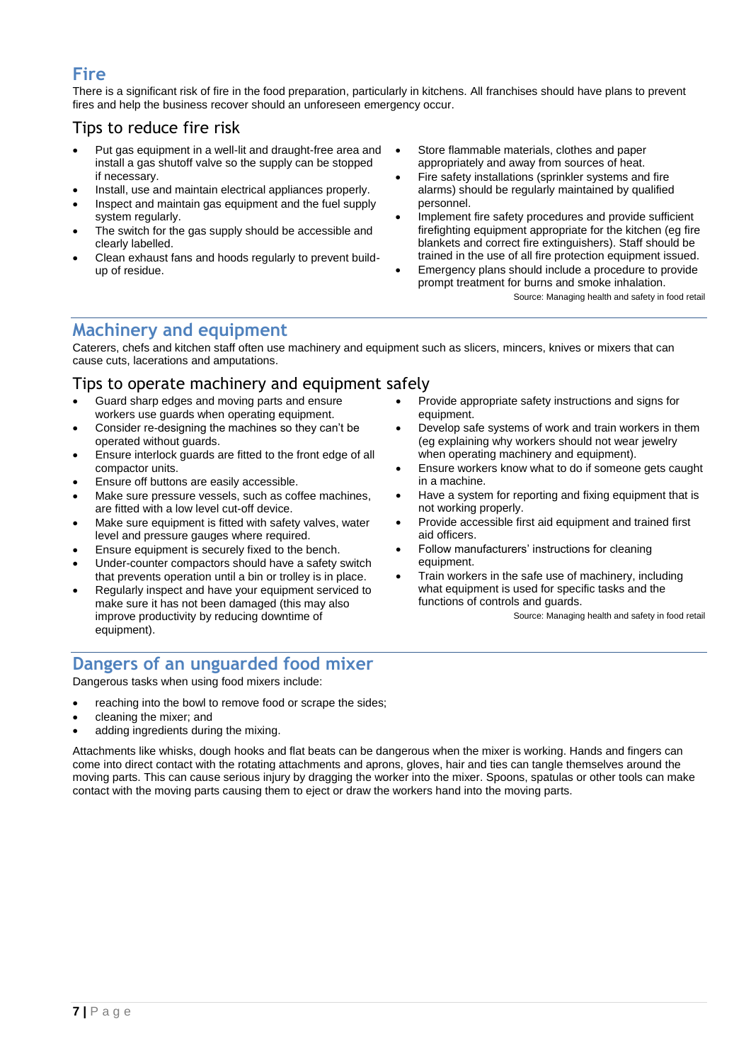## Fire

There is a significant risk of fire in the food preparation, particularly in kitchens. All franchises should have plans to prevent fires and help the business recover should an unforeseen emergency occur.

### Tips to reduce fire risk

- Put gas equipment in a well-lit and draught-free area and install a gas shutoff valve so the supply can be stopped if necessary.
- Install, use and maintain electrical appliances properly.
- Inspect and maintain gas equipment and the fuel supply system regularly.
- The switch for the gas supply should be accessible and clearly labelled.
- Clean exhaust fans and hoods regularly to prevent build-up of residue.
- Store flammable materials, clothes and paper appropriately and away from sources of heat.
- Fire safety installations (sprinkler systems and fire alarms) should be regularly maintained by qualified personnel.
- Implement fire safety procedures and provide sufficient firefighting equipment appropriate for the kitchen (eg fire blankets and correct fire extinguishers). Staff should be trained in the use of all fire protection equipment issued.
- Emergency plans should include a procedure to provide prompt treatment for burns and smoke inhalation.

Source: Managing health and safety in food retail

## Machinery and equipment

Caterers, chefs and kitchen staff often use machinery and equipment such as slicers, mincers, knives or mixers that can cause cuts, lacerations and amputations.

### Tips to operate machinery and equipment safely

- Guard sharp edges and moving parts and ensure workers use guards when operating equipment.
- Consider re-designing the machines so they can't be operated without guards.
- Ensure interlock guards are fitted to the front edge of all compactor units.
- Ensure off buttons are easily accessible.
- Make sure pressure vessels, such as coffee machines, are fitted with a low level cut-off device.
- Make sure equipment is fitted with safety valves, water level and pressure gauges where required.
- Ensure equipment is securely fixed to the bench.
- Under-counter compactors should have a safety switch that prevents operation until a bin or trolley is in place.
- Regularly inspect and have your equipment serviced to make sure it has not been damaged (this may also improve productivity by reducing downtime of equipment).
- Provide appropriate safety instructions and signs for equipment.
- Develop safe systems of work and train workers in them (eg explaining why workers should not wear jewelry when operating machinery and equipment).
- Ensure workers know what to do if someone gets caught in a machine.
- Have a system for reporting and fixing equipment that is not working properly.
- Provide accessible first aid equipment and trained first aid officers.
- Follow manufacturers' instructions for cleaning equipment.
- Train workers in the safe use of machinery, including what equipment is used for specific tasks and the functions of controls and guards.

Source: Managing health and safety in food retail

## Dangers of an unguarded food mixer

Dangerous tasks when using food mixers include:

- reaching into the bowl to remove food or scrape the sides;
- cleaning the mixer; and
- adding ingredients during the mixing.

Attachments like whisks, dough hooks and flat beats can be dangerous when the mixer is working. Hands and fingers can come into direct contact with the rotating attachments and aprons, gloves, hair and ties can tangle themselves around the moving parts. This can cause serious injury by dragging the worker into the mixer. Spoons, spatulas or other tools can make contact with the moving parts causing them to eject or draw the workers hand into the moving parts.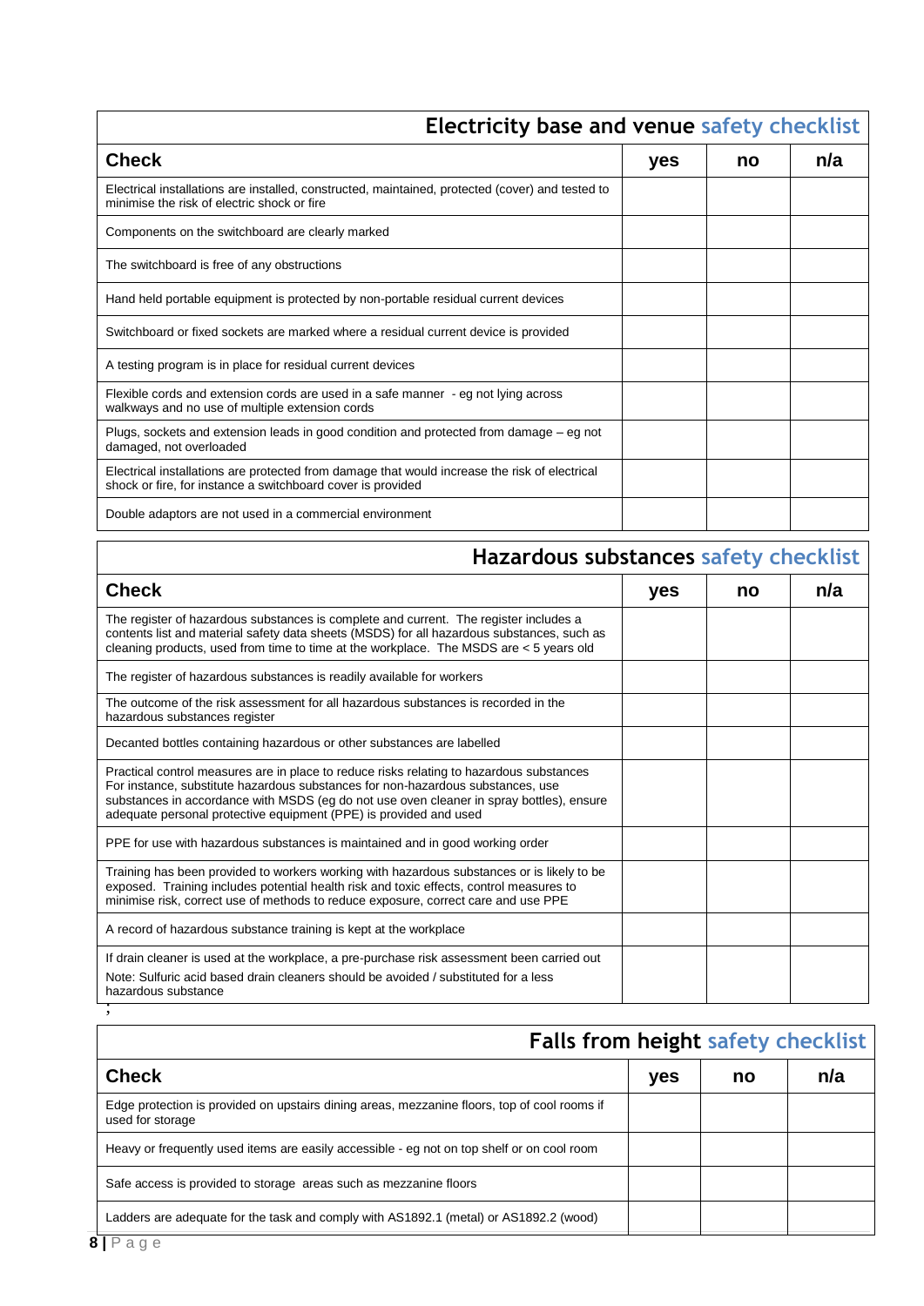## Electricity base and venue safety checklist

| Check | yes | no | n/a |
|---|---|---|---|
| Electrical installations are installed, constructed, maintained, protected (cover) and tested to minimise the risk of electric shock or fire | | | |
| Components on the switchboard are clearly marked | | | |
| The switchboard is free of any obstructions | | | |
| Hand held portable equipment is protected by non-portable residual current devices | | | |
| Switchboard or fixed sockets are marked where a residual current device is provided | | | |
| A testing program is in place for residual current devices | | | |
| Flexible cords and extension cords are used in a safe manner - eg not lying across walkways and no use of multiple extension cords | | | |
| Plugs, sockets and extension leads in good condition and protected from damage – eg not damaged, not overloaded | | | |
| Electrical installations are protected from damage that would increase the risk of electrical shock or fire, for instance a switchboard cover is provided | | | |
| Double adaptors are not used in a commercial environment | | | |

## Hazardous substances safety checklist

| Check | yes | no | n/a |
|---|---|---|---|
| The register of hazardous substances is complete and current. The register includes a contents list and material safety data sheets (MSDS) for all hazardous substances, such as cleaning products, used from time to time at the workplace. The MSDS are < 5 years old | | | |
| The register of hazardous substances is readily available for workers | | | |
| The outcome of the risk assessment for all hazardous substances is recorded in the hazardous substances register | | | |
| Decanted bottles containing hazardous or other substances are labelled | | | |
| Practical control measures are in place to reduce risks relating to hazardous substances For instance, substitute hazardous substances for non-hazardous substances, use substances in accordance with MSDS (eg do not use oven cleaner in spray bottles), ensure adequate personal protective equipment (PPE) is provided and used | | | |
| PPE for use with hazardous substances is maintained and in good working order | | | |
| Training has been provided to workers working with hazardous substances or is likely to be exposed. Training includes potential health risk and toxic effects, control measures to minimise risk, correct use of methods to reduce exposure, correct care and use PPE | | | |
| A record of hazardous substance training is kept at the workplace | | | |
| If drain cleaner is used at the workplace, a pre-purchase risk assessment been carried out<br>Note: Sulfuric acid based drain cleaners should be avoided / substituted for a less hazardous substance | | | |

## Falls from height safety checklist

| Check | yes | no | n/a |
|---|---|---|---|
| Edge protection is provided on upstairs dining areas, mezzanine floors, top of cool rooms if used for storage | | | |
| Heavy or frequently used items are easily accessible - eg not on top shelf or on cool room | | | |
| Safe access is provided to storage areas such as mezzanine floors | | | |
| Ladders are adequate for the task and comply with AS1892.1 (metal) or AS1892.2 (wood) | | | |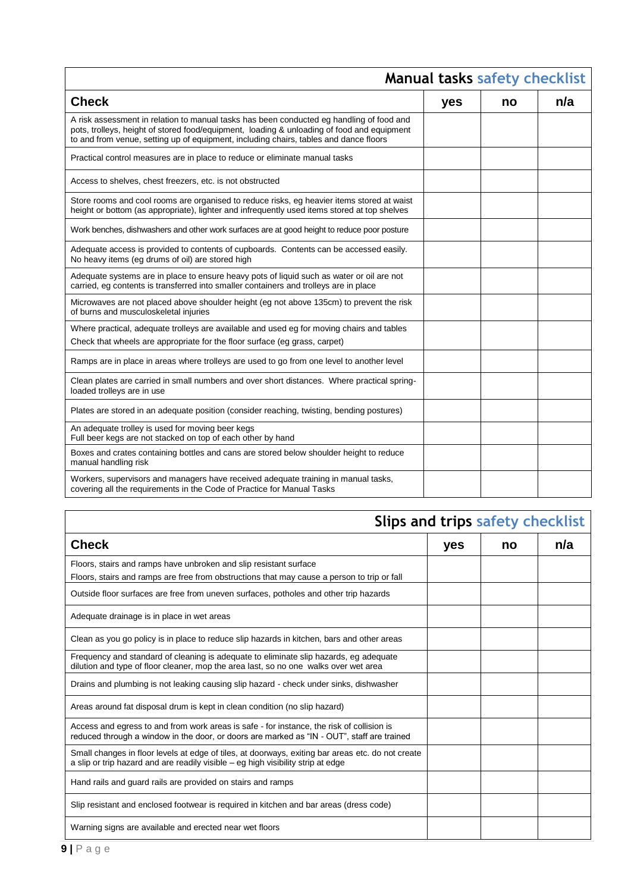## Manual tasks safety checklist

| Check | yes | no | n/a |
|---|---|---|---|
| A risk assessment in relation to manual tasks has been conducted eg handling of food and pots, trolleys, height of stored food/equipment, loading & unloading of food and equipment to and from venue, setting up of equipment, including chairs, tables and dance floors | | | |
| Practical control measures are in place to reduce or eliminate manual tasks | | | |
| Access to shelves, chest freezers, etc. is not obstructed | | | |
| Store rooms and cool rooms are organised to reduce risks, eg heavier items stored at waist height or bottom (as appropriate), lighter and infrequently used items stored at top shelves | | | |
| Work benches, dishwashers and other work surfaces are at good height to reduce poor posture | | | |
| Adequate access is provided to contents of cupboards. Contents can be accessed easily. No heavy items (eg drums of oil) are stored high | | | |
| Adequate systems are in place to ensure heavy pots of liquid such as water or oil are not carried, eg contents is transferred into smaller containers and trolleys are in place | | | |
| Microwaves are not placed above shoulder height (eg not above 135cm) to prevent the risk of burns and musculoskeletal injuries | | | |
| Where practical, adequate trolleys are available and used eg for moving chairs and tables<br>Check that wheels are appropriate for the floor surface (eg grass, carpet) | | | |
| Ramps are in place in areas where trolleys are used to go from one level to another level | | | |
| Clean plates are carried in small numbers and over short distances. Where practical spring-loaded trolleys are in use | | | |
| Plates are stored in an adequate position (consider reaching, twisting, bending postures) | | | |
| An adequate trolley is used for moving beer kegs<br>Full beer kegs are not stacked on top of each other by hand | | | |
| Boxes and crates containing bottles and cans are stored below shoulder height to reduce manual handling risk | | | |
| Workers, supervisors and managers have received adequate training in manual tasks, covering all the requirements in the Code of Practice for Manual Tasks | | | |

## Slips and trips safety checklist

| Check | yes | no | n/a |
|---|---|---|---|
| Floors, stairs and ramps have unbroken and slip resistant surface<br>Floors, stairs and ramps are free from obstructions that may cause a person to trip or fall | | | |
| Outside floor surfaces are free from uneven surfaces, potholes and other trip hazards | | | |
| Adequate drainage is in place in wet areas | | | |
| Clean as you go policy is in place to reduce slip hazards in kitchen, bars and other areas | | | |
| Frequency and standard of cleaning is adequate to eliminate slip hazards, eg adequate dilution and type of floor cleaner, mop the area last, so no one walks over wet area | | | |
| Drains and plumbing is not leaking causing slip hazard - check under sinks, dishwasher | | | |
| Areas around fat disposal drum is kept in clean condition (no slip hazard) | | | |
| Access and egress to and from work areas is safe - for instance, the risk of collision is reduced through a window in the door, or doors are marked as "IN - OUT", staff are trained | | | |
| Small changes in floor levels at edge of tiles, at doorways, exiting bar areas etc. do not create a slip or trip hazard and are readily visible – eg high visibility strip at edge | | | |
| Hand rails and guard rails are provided on stairs and ramps | | | |
| Slip resistant and enclosed footwear is required in kitchen and bar areas (dress code) | | | |
| Warning signs are available and erected near wet floors | | | |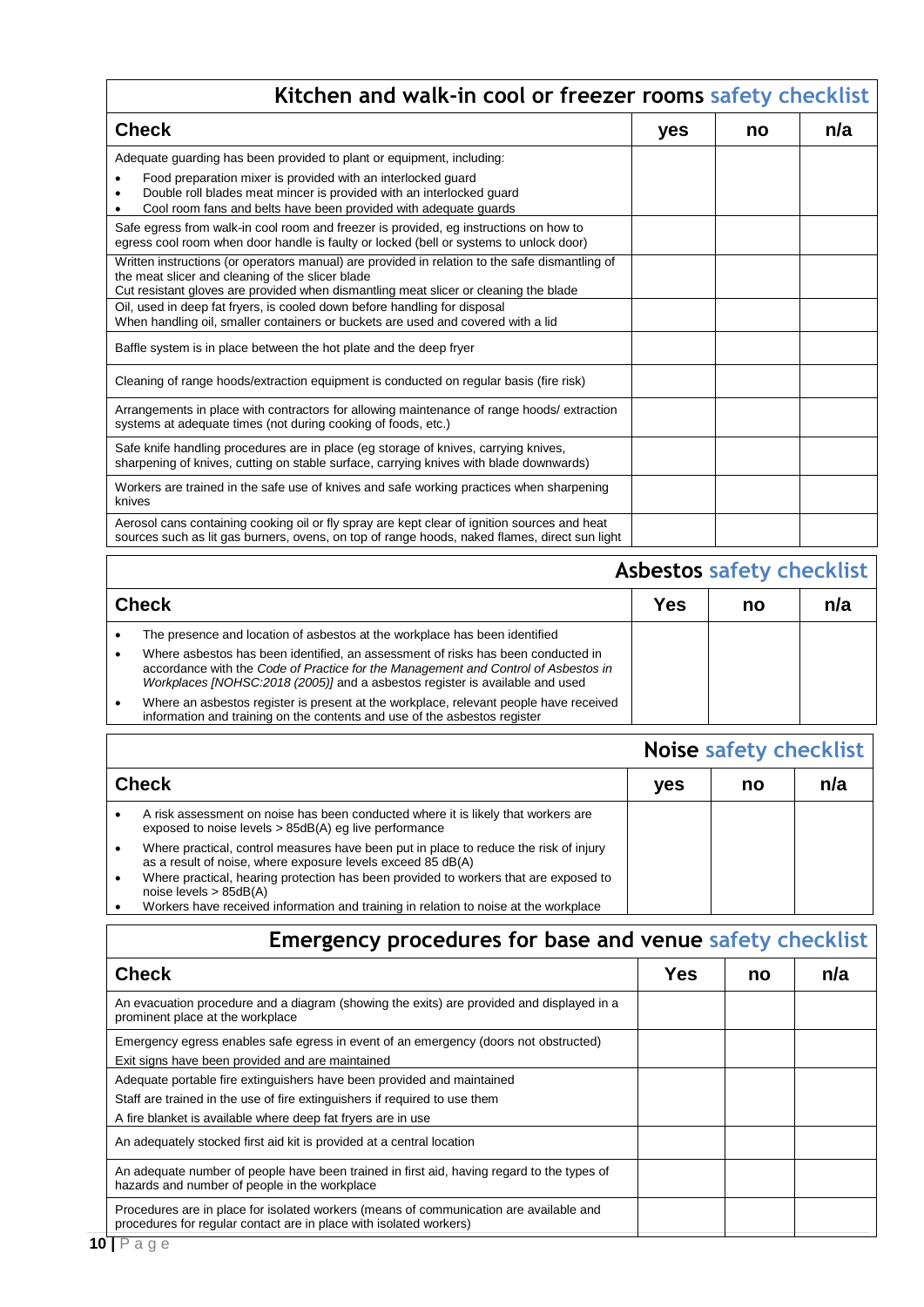## Kitchen and walk-in cool or freezer rooms safety checklist

| Check | yes | no | n/a |
|---|---|---|---|
| Adequate guarding has been provided to plant or equipment, including:<br>• Food preparation mixer is provided with an interlocked guard<br>• Double roll blades meat mincer is provided with an interlocked guard<br>• Cool room fans and belts have been provided with adequate guards | | | |
| Safe egress from walk-in cool room and freezer is provided, eg instructions on how to egress cool room when door handle is faulty or locked (bell or systems to unlock door) | | | |
| Written instructions (or operators manual) are provided in relation to the safe dismantling of the meat slicer and cleaning of the slicer blade<br>Cut resistant gloves are provided when dismantling meat slicer or cleaning the blade | | | |
| Oil, used in deep fat fryers, is cooled down before handling for disposal<br>When handling oil, smaller containers or buckets are used and covered with a lid | | | |
| Baffle system is in place between the hot plate and the deep fryer | | | |
| Cleaning of range hoods/extraction equipment is conducted on regular basis (fire risk) | | | |
| Arrangements in place with contractors for allowing maintenance of range hoods/ extraction systems at adequate times (not during cooking of foods, etc.) | | | |
| Safe knife handling procedures are in place (eg storage of knives, carrying knives, sharpening of knives, cutting on stable surface, carrying knives with blade downwards) | | | |
| Workers are trained in the safe use of knives and safe working practices when sharpening knives | | | |
| Aerosol cans containing cooking oil or fly spray are kept clear of ignition sources and heat sources such as lit gas burners, ovens, on top of range hoods, naked flames, direct sun light | | | |

## Asbestos safety checklist

| Check | Yes | no | n/a |
|---|---|---|---|
| • The presence and location of asbestos at the workplace has been identified<br>• Where asbestos has been identified, an assessment of risks has been conducted in accordance with the *Code of Practice for the Management and Control of Asbestos in Workplaces [NOHSC:2018 (2005)]* and a asbestos register is available and used<br>• Where an asbestos register is present at the workplace, relevant people have received information and training on the contents and use of the asbestos register | | | |

## Noise safety checklist

| Check | yes | no | n/a |
|---|---|---|---|
| • A risk assessment on noise has been conducted where it is likely that workers are exposed to noise levels > 85dB(A) eg live performance<br>• Where practical, control measures have been put in place to reduce the risk of injury as a result of noise, where exposure levels exceed 85 dB(A)<br>• Where practical, hearing protection has been provided to workers that are exposed to noise levels > 85dB(A)<br>• Workers have received information and training in relation to noise at the workplace | | | |

## Emergency procedures for base and venue safety checklist

| Check | Yes | no | n/a |
|---|---|---|---|
| An evacuation procedure and a diagram (showing the exits) are provided and displayed in a prominent place at the workplace | | | |
| Emergency egress enables safe egress in event of an emergency (doors not obstructed)<br>Exit signs have been provided and are maintained | | | |
| Adequate portable fire extinguishers have been provided and maintained<br>Staff are trained in the use of fire extinguishers if required to use them<br>A fire blanket is available where deep fat fryers are in use | | | |
| An adequately stocked first aid kit is provided at a central location | | | |
| An adequate number of people have been trained in first aid, having regard to the types of hazards and number of people in the workplace | | | |
| Procedures are in place for isolated workers (means of communication are available and procedures for regular contact are in place with isolated workers) | | | |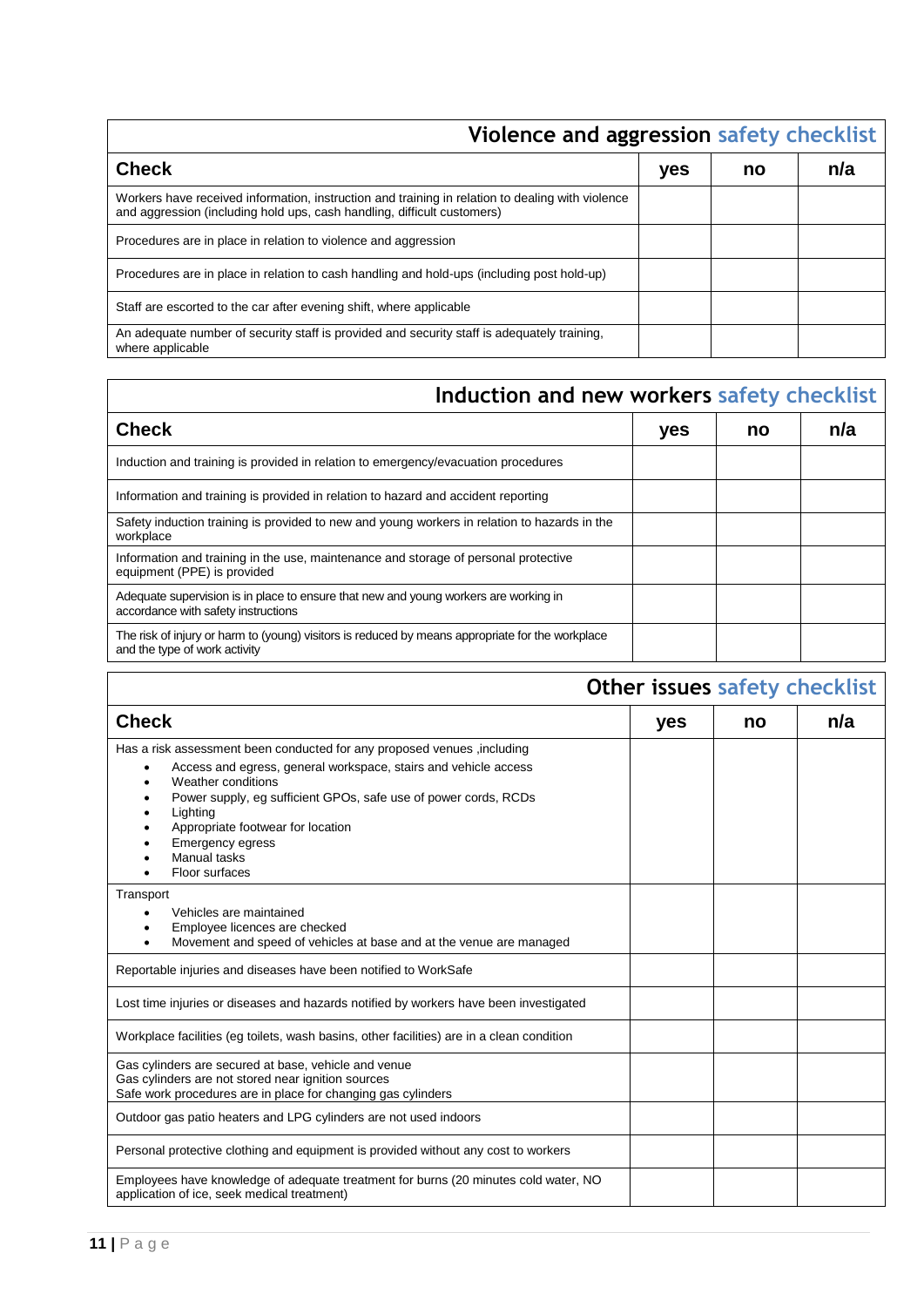## Violence and aggression safety checklist

| Check | yes | no | n/a |
|---|---|---|---|
| Workers have received information, instruction and training in relation to dealing with violence and aggression (including hold ups, cash handling, difficult customers) | | | |
| Procedures are in place in relation to violence and aggression | | | |
| Procedures are in place in relation to cash handling and hold-ups (including post hold-up) | | | |
| Staff are escorted to the car after evening shift, where applicable | | | |
| An adequate number of security staff is provided and security staff is adequately training, where applicable | | | |

## Induction and new workers safety checklist

| Check | yes | no | n/a |
|---|---|---|---|
| Induction and training is provided in relation to emergency/evacuation procedures | | | |
| Information and training is provided in relation to hazard and accident reporting | | | |
| Safety induction training is provided to new and young workers in relation to hazards in the workplace | | | |
| Information and training in the use, maintenance and storage of personal protective equipment (PPE) is provided | | | |
| Adequate supervision is in place to ensure that new and young workers are working in accordance with safety instructions | | | |
| The risk of injury or harm to (young) visitors is reduced by means appropriate for the workplace and the type of work activity | | | |

## Other issues safety checklist

| Check | yes | no | n/a |
|---|---|---|---|
| Has a risk assessment been conducted for any proposed venues ,including<br>• Access and egress, general workspace, stairs and vehicle access<br>• Weather conditions<br>• Power supply, eg sufficient GPOs, safe use of power cords, RCDs<br>• Lighting<br>• Appropriate footwear for location<br>• Emergency egress<br>• Manual tasks<br>• Floor surfaces | | | |
| Transport<br>• Vehicles are maintained<br>• Employee licences are checked<br>• Movement and speed of vehicles at base and at the venue are managed | | | |
| Reportable injuries and diseases have been notified to WorkSafe | | | |
| Lost time injuries or diseases and hazards notified by workers have been investigated | | | |
| Workplace facilities (eg toilets, wash basins, other facilities) are in a clean condition | | | |
| Gas cylinders are secured at base, vehicle and venue<br>Gas cylinders are not stored near ignition sources<br>Safe work procedures are in place for changing gas cylinders | | | |
| Outdoor gas patio heaters and LPG cylinders are not used indoors | | | |
| Personal protective clothing and equipment is provided without any cost to workers | | | |
| Employees have knowledge of adequate treatment for burns (20 minutes cold water, NO application of ice, seek medical treatment) | | | |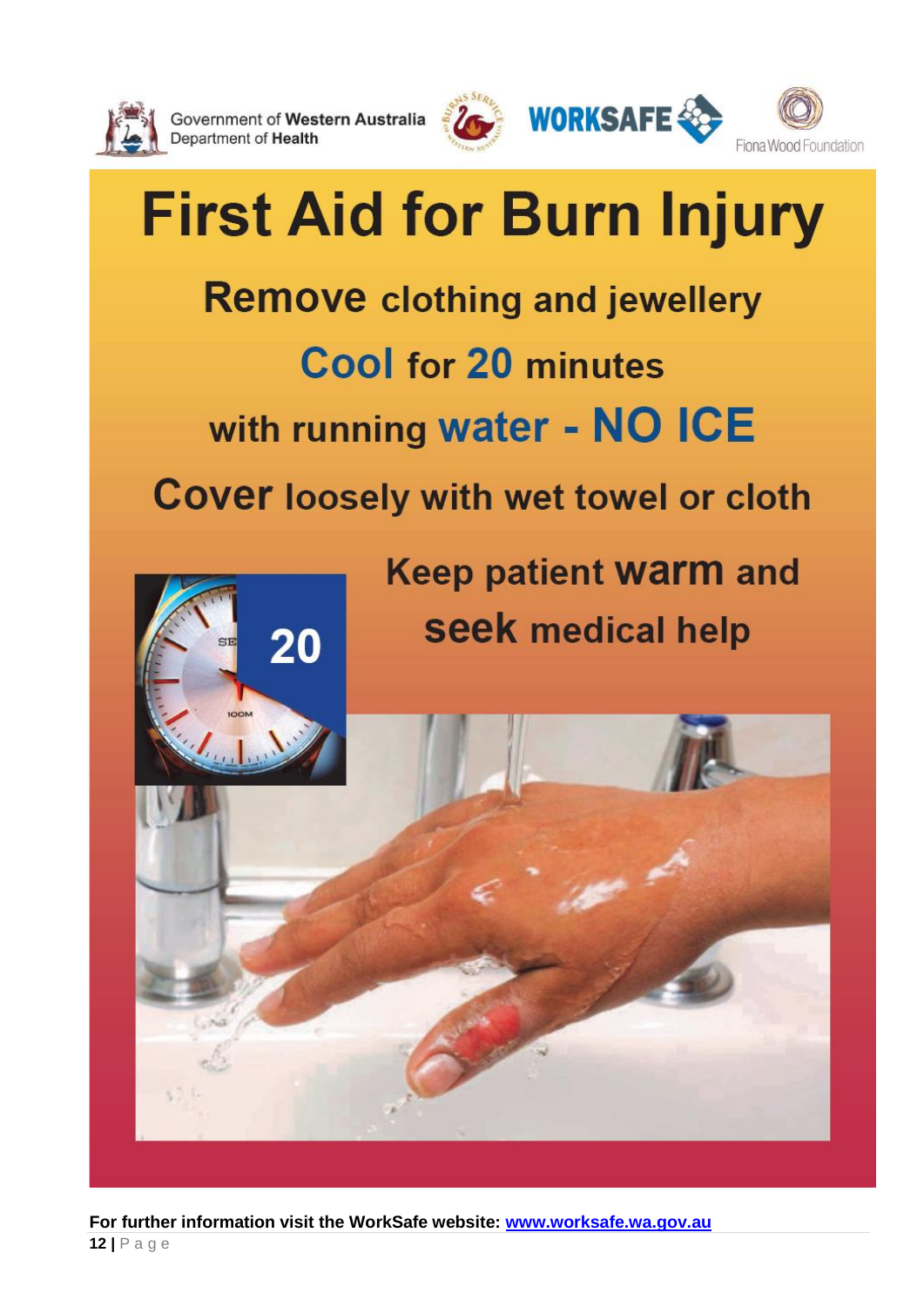Government of **Western Australia**
Department of **Health**

WORKSAFE

Fiona Wood Foundation

# First Aid for Burn Injury

**Remove** clothing and jewellery

**Cool** for **20** minutes

with running **water - NO ICE**

**Cover** loosely with wet towel or cloth

Keep patient **warm** and **seek** medical help

20

**For further information visit the WorkSafe website: www.worksafe.wa.gov.au**